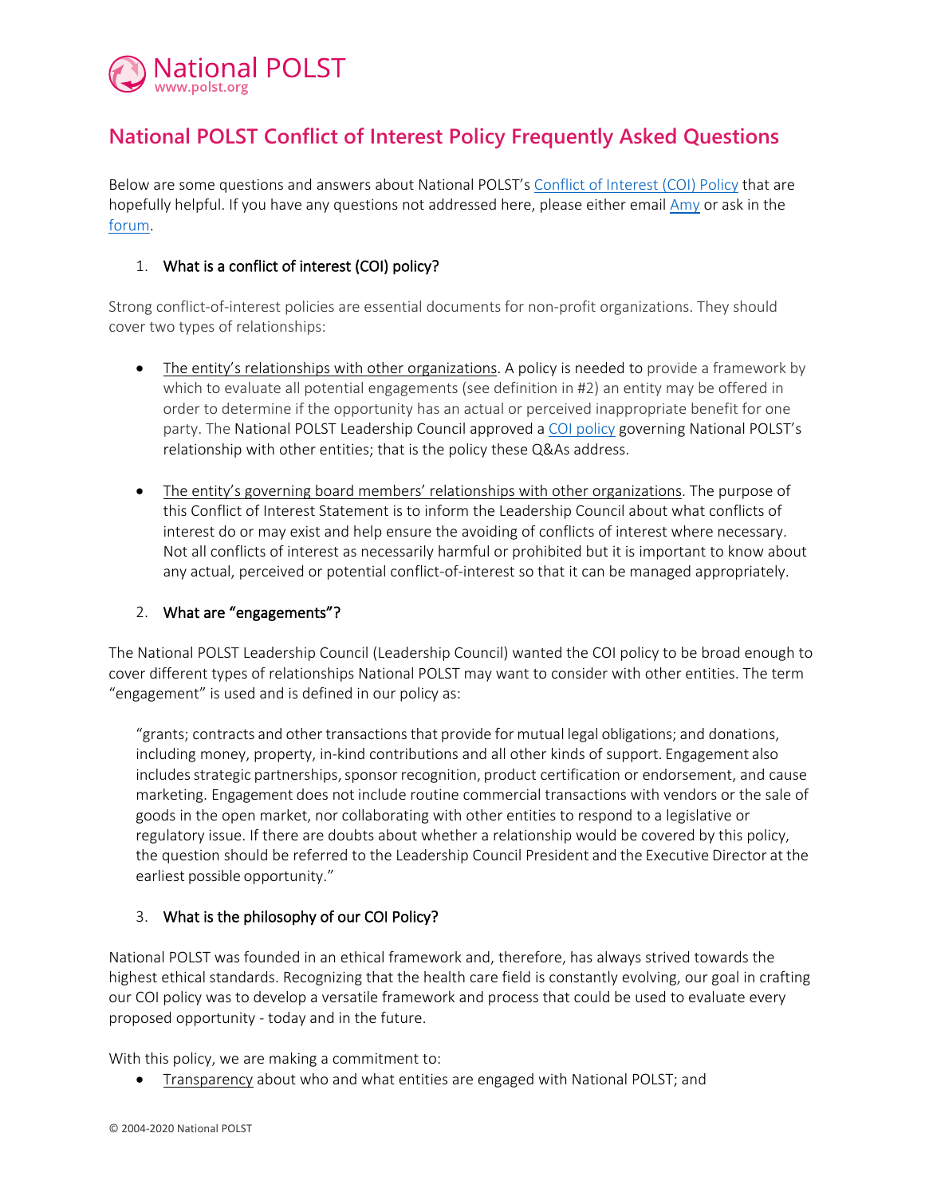National POLST
www.polst.org

# National POLST Conflict of Interest Policy Frequently Asked Questions

Below are some questions and answers about National POLST's Conflict of Interest (COI) Policy that are hopefully helpful. If you have any questions not addressed here, please either email Amy or ask in the forum.

1. **What is a conflict of interest (COI) policy?**

Strong conflict-of-interest policies are essential documents for non-profit organizations. They should cover two types of relationships:

- The entity's relationships with other organizations. A policy is needed to provide a framework by which to evaluate all potential engagements (see definition in #2) an entity may be offered in order to determine if the opportunity has an actual or perceived inappropriate benefit for one party. The National POLST Leadership Council approved a COI policy governing National POLST's relationship with other entities; that is the policy these Q&As address.

- The entity's governing board members' relationships with other organizations. The purpose of this Conflict of Interest Statement is to inform the Leadership Council about what conflicts of interest do or may exist and help ensure the avoiding of conflicts of interest where necessary. Not all conflicts of interest as necessarily harmful or prohibited but it is important to know about any actual, perceived or potential conflict-of-interest so that it can be managed appropriately.

2. **What are "engagements"?**

The National POLST Leadership Council (Leadership Council) wanted the COI policy to be broad enough to cover different types of relationships National POLST may want to consider with other entities. The term "engagement" is used and is defined in our policy as:

> "grants; contracts and other transactions that provide for mutual legal obligations; and donations, including money, property, in-kind contributions and all other kinds of support. Engagement also includes strategic partnerships, sponsor recognition, product certification or endorsement, and cause marketing. Engagement does not include routine commercial transactions with vendors or the sale of goods in the open market, nor collaborating with other entities to respond to a legislative or regulatory issue. If there are doubts about whether a relationship would be covered by this policy, the question should be referred to the Leadership Council President and the Executive Director at the earliest possible opportunity."

3. **What is the philosophy of our COI Policy?**

National POLST was founded in an ethical framework and, therefore, has always strived towards the highest ethical standards. Recognizing that the health care field is constantly evolving, our goal in crafting our COI policy was to develop a versatile framework and process that could be used to evaluate every proposed opportunity - today and in the future.

With this policy, we are making a commitment to:

- Transparency about who and what entities are engaged with National POLST; and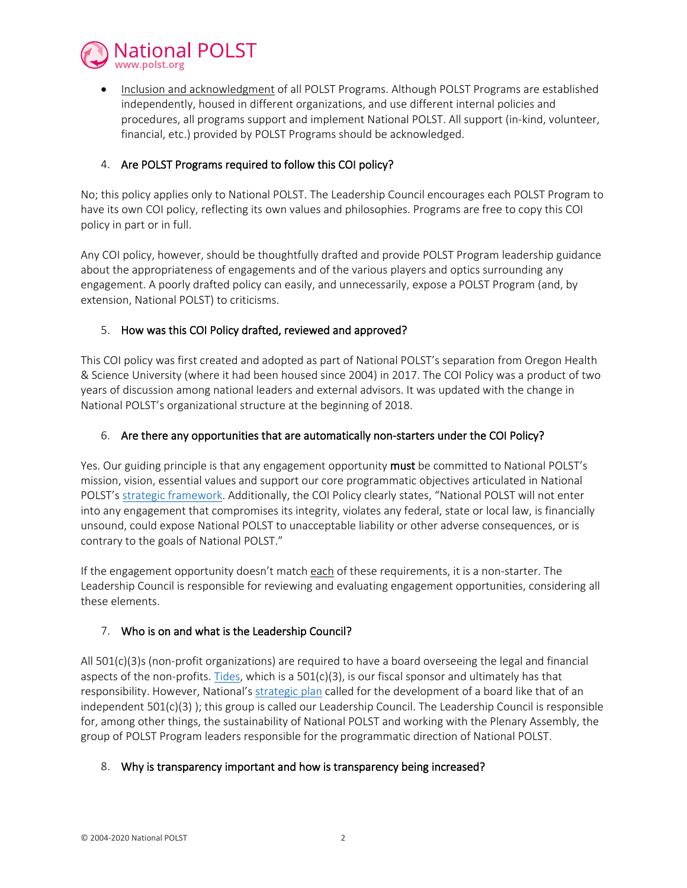- Inclusion and acknowledgment of all POLST Programs. Although POLST Programs are established independently, housed in different organizations, and use different internal policies and procedures, all programs support and implement National POLST. All support (in-kind, volunteer, financial, etc.) provided by POLST Programs should be acknowledged.

4. **Are POLST Programs required to follow this COI policy?**

No; this policy applies only to National POLST. The Leadership Council encourages each POLST Program to have its own COI policy, reflecting its own values and philosophies. Programs are free to copy this COI policy in part or in full.

Any COI policy, however, should be thoughtfully drafted and provide POLST Program leadership guidance about the appropriateness of engagements and of the various players and optics surrounding any engagement. A poorly drafted policy can easily, and unnecessarily, expose a POLST Program (and, by extension, National POLST) to criticisms.

5. **How was this COI Policy drafted, reviewed and approved?**

This COI policy was first created and adopted as part of National POLST's separation from Oregon Health & Science University (where it had been housed since 2004) in 2017. The COI Policy was a product of two years of discussion among national leaders and external advisors. It was updated with the change in National POLST's organizational structure at the beginning of 2018.

6. **Are there any opportunities that are automatically non-starters under the COI Policy?**

Yes. Our guiding principle is that any engagement opportunity **must** be committed to National POLST's mission, vision, essential values and support our core programmatic objectives articulated in National POLST's strategic framework. Additionally, the COI Policy clearly states, "National POLST will not enter into any engagement that compromises its integrity, violates any federal, state or local law, is financially unsound, could expose National POLST to unacceptable liability or other adverse consequences, or is contrary to the goals of National POLST."

If the engagement opportunity doesn't match each of these requirements, it is a non-starter. The Leadership Council is responsible for reviewing and evaluating engagement opportunities, considering all these elements.

7. **Who is on and what is the Leadership Council?**

All 501(c)(3)s (non-profit organizations) are required to have a board overseeing the legal and financial aspects of the non-profits. Tides, which is a 501(c)(3), is our fiscal sponsor and ultimately has that responsibility. However, National's strategic plan called for the development of a board like that of an independent 501(c)(3) ); this group is called our Leadership Council. The Leadership Council is responsible for, among other things, the sustainability of National POLST and working with the Plenary Assembly, the group of POLST Program leaders responsible for the programmatic direction of National POLST.

8. **Why is transparency important and how is transparency being increased?**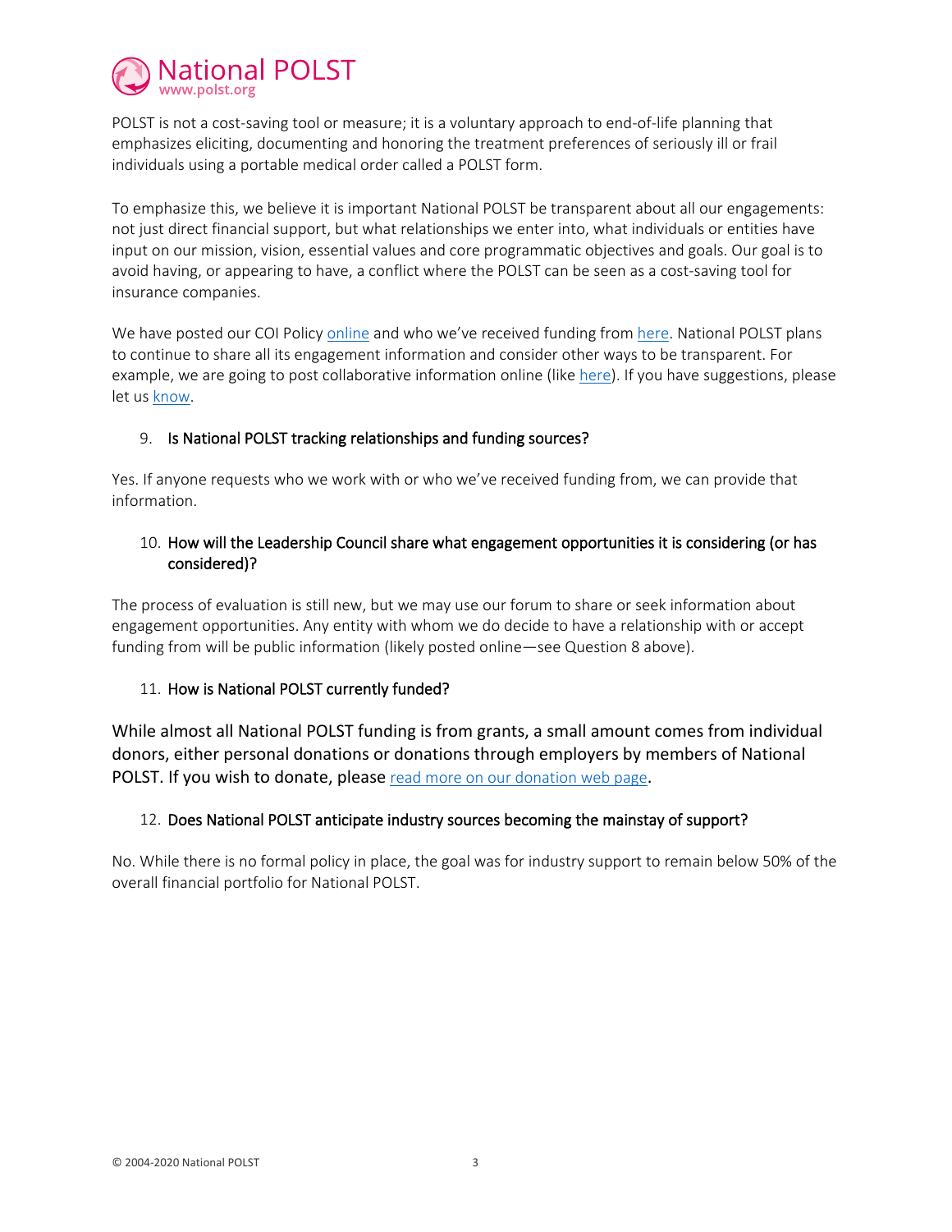POLST is not a cost-saving tool or measure; it is a voluntary approach to end-of-life planning that emphasizes eliciting, documenting and honoring the treatment preferences of seriously ill or frail individuals using a portable medical order called a POLST form.

To emphasize this, we believe it is important National POLST be transparent about all our engagements: not just direct financial support, but what relationships we enter into, what individuals or entities have input on our mission, vision, essential values and core programmatic objectives and goals. Our goal is to avoid having, or appearing to have, a conflict where the POLST can be seen as a cost-saving tool for insurance companies.

We have posted our COI Policy online and who we've received funding from here. National POLST plans to continue to share all its engagement information and consider other ways to be transparent. For example, we are going to post collaborative information online (like here). If you have suggestions, please let us know.

9. **Is National POLST tracking relationships and funding sources?**

Yes. If anyone requests who we work with or who we've received funding from, we can provide that information.

10. **How will the Leadership Council share what engagement opportunities it is considering (or has considered)?**

The process of evaluation is still new, but we may use our forum to share or seek information about engagement opportunities. Any entity with whom we do decide to have a relationship with or accept funding from will be public information (likely posted online—see Question 8 above).

11. **How is National POLST currently funded?**

While almost all National POLST funding is from grants, a small amount comes from individual donors, either personal donations or donations through employers by members of National POLST. If you wish to donate, please read more on our donation web page.

12. **Does National POLST anticipate industry sources becoming the mainstay of support?**

No. While there is no formal policy in place, the goal was for industry support to remain below 50% of the overall financial portfolio for National POLST.